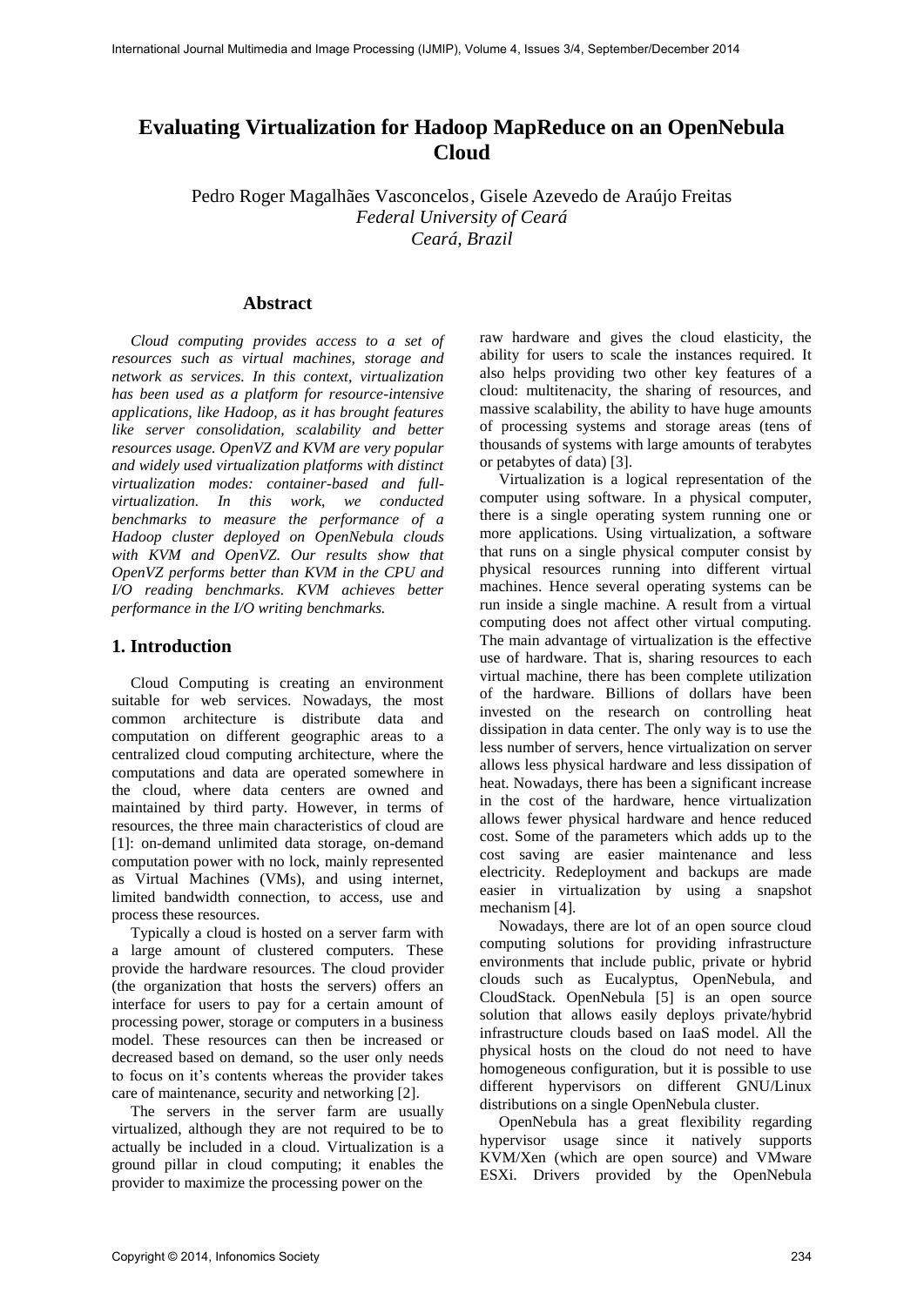# Evaluating Virtualization for Hadoop MapReduce on an OpenNebula Cloud

Pedro Roger Magalhães Vasconcelos, Gisele Azevedo de Araújo Freitas
*Federal University of Ceará*
*Ceará, Brazil*

## Abstract

*Cloud computing provides access to a set of resources such as virtual machines, storage and network as services. In this context, virtualization has been used as a platform for resource-intensive applications, like Hadoop, as it has brought features like server consolidation, scalability and better resources usage. OpenVZ and KVM are very popular and widely used virtualization platforms with distinct virtualization modes: container-based and full-virtualization. In this work, we conducted benchmarks to measure the performance of a Hadoop cluster deployed on OpenNebula clouds with KVM and OpenVZ. Our results show that OpenVZ performs better than KVM in the CPU and I/O reading benchmarks. KVM achieves better performance in the I/O writing benchmarks.*

## 1. Introduction

Cloud Computing is creating an environment suitable for web services. Nowadays, the most common architecture is distribute data and computation on different geographic areas to a centralized cloud computing architecture, where the computations and data are operated somewhere in the cloud, where data centers are owned and maintained by third party. However, in terms of resources, the three main characteristics of cloud are [1]: on-demand unlimited data storage, on-demand computation power with no lock, mainly represented as Virtual Machines (VMs), and using internet, limited bandwidth connection, to access, use and process these resources.

Typically a cloud is hosted on a server farm with a large amount of clustered computers. These provide the hardware resources. The cloud provider (the organization that hosts the servers) offers an interface for users to pay for a certain amount of processing power, storage or computers in a business model. These resources can then be increased or decreased based on demand, so the user only needs to focus on it's contents whereas the provider takes care of maintenance, security and networking [2].

The servers in the server farm are usually virtualized, although they are not required to be to actually be included in a cloud. Virtualization is a ground pillar in cloud computing; it enables the provider to maximize the processing power on the raw hardware and gives the cloud elasticity, the ability for users to scale the instances required. It also helps providing two other key features of a cloud: multitenacity, the sharing of resources, and massive scalability, the ability to have huge amounts of processing systems and storage areas (tens of thousands of systems with large amounts of terabytes or petabytes of data) [3].

Virtualization is a logical representation of the computer using software. In a physical computer, there is a single operating system running one or more applications. Using virtualization, a software that runs on a single physical computer consist by physical resources running into different virtual machines. Hence several operating systems can be run inside a single machine. A result from a virtual computing does not affect other virtual computing. The main advantage of virtualization is the effective use of hardware. That is, sharing resources to each virtual machine, there has been complete utilization of the hardware. Billions of dollars have been invested on the research on controlling heat dissipation in data center. The only way is to use the less number of servers, hence virtualization on server allows less physical hardware and less dissipation of heat. Nowadays, there has been a significant increase in the cost of the hardware, hence virtualization allows fewer physical hardware and hence reduced cost. Some of the parameters which adds up to the cost saving are easier maintenance and less electricity. Redeployment and backups are made easier in virtualization by using a snapshot mechanism [4].

Nowadays, there are lot of an open source cloud computing solutions for providing infrastructure environments that include public, private or hybrid clouds such as Eucalyptus, OpenNebula, and CloudStack. OpenNebula [5] is an open source solution that allows easily deploys private/hybrid infrastructure clouds based on IaaS model. All the physical hosts on the cloud do not need to have homogeneous configuration, but it is possible to use different hypervisors on different GNU/Linux distributions on a single OpenNebula cluster.

OpenNebula has a great flexibility regarding hypervisor usage since it natively supports KVM/Xen (which are open source) and VMware ESXi. Drivers provided by the OpenNebula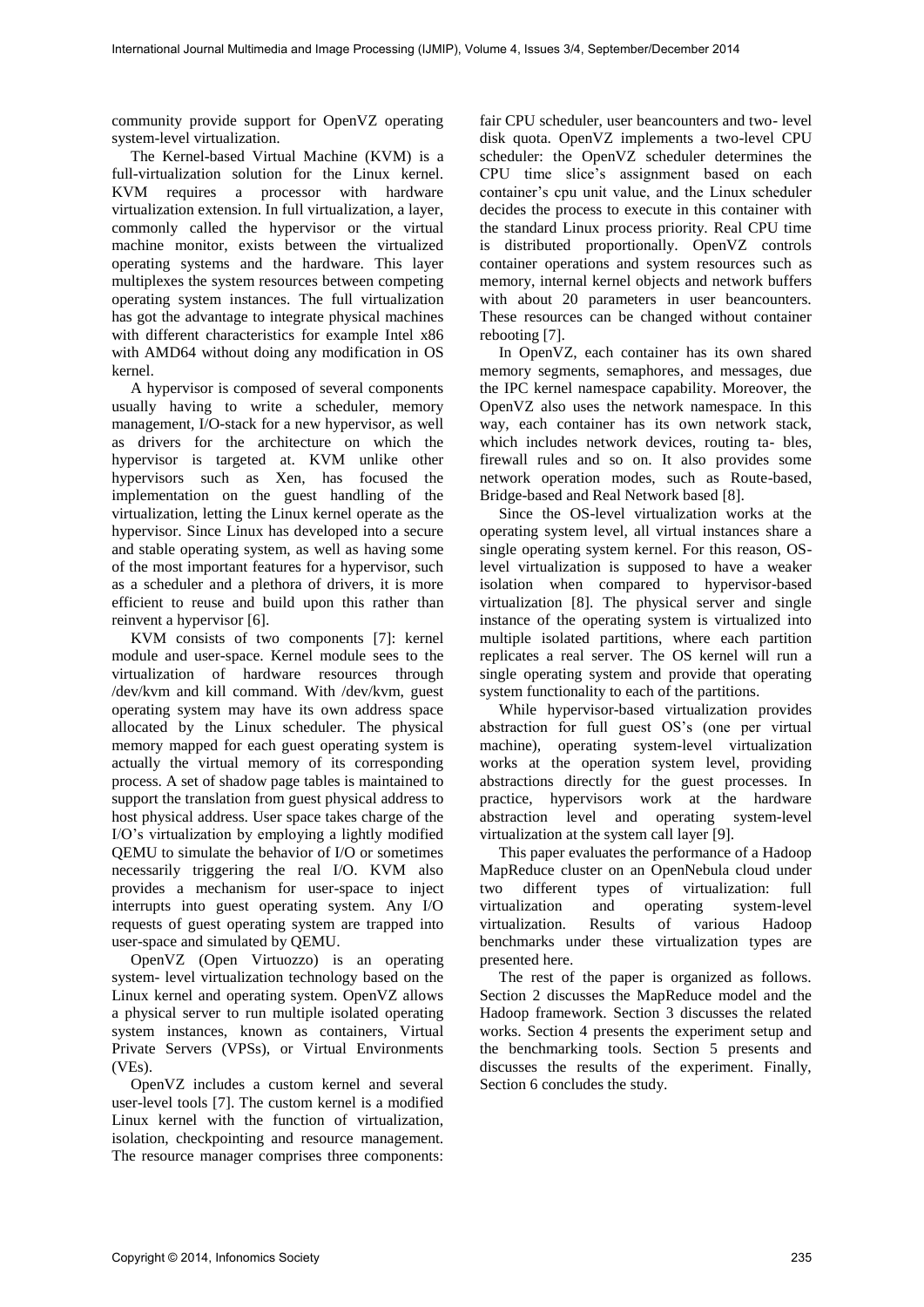community provide support for OpenVZ operating system-level virtualization.

The Kernel-based Virtual Machine (KVM) is a full-virtualization solution for the Linux kernel. KVM requires a processor with hardware virtualization extension. In full virtualization, a layer, commonly called the hypervisor or the virtual machine monitor, exists between the virtualized operating systems and the hardware. This layer multiplexes the system resources between competing operating system instances. The full virtualization has got the advantage to integrate physical machines with different characteristics for example Intel x86 with AMD64 without doing any modification in OS kernel.

A hypervisor is composed of several components usually having to write a scheduler, memory management, I/O-stack for a new hypervisor, as well as drivers for the architecture on which the hypervisor is targeted at. KVM unlike other hypervisors such as Xen, has focused the implementation on the guest handling of the virtualization, letting the Linux kernel operate as the hypervisor. Since Linux has developed into a secure and stable operating system, as well as having some of the most important features for a hypervisor, such as a scheduler and a plethora of drivers, it is more efficient to reuse and build upon this rather than reinvent a hypervisor [6].

KVM consists of two components [7]: kernel module and user-space. Kernel module sees to the virtualization of hardware resources through /dev/kvm and kill command. With /dev/kvm, guest operating system may have its own address space allocated by the Linux scheduler. The physical memory mapped for each guest operating system is actually the virtual memory of its corresponding process. A set of shadow page tables is maintained to support the translation from guest physical address to host physical address. User space takes charge of the I/O's virtualization by employing a lightly modified QEMU to simulate the behavior of I/O or sometimes necessarily triggering the real I/O. KVM also provides a mechanism for user-space to inject interrupts into guest operating system. Any I/O requests of guest operating system are trapped into user-space and simulated by QEMU.

OpenVZ (Open Virtuozzo) is an operating system- level virtualization technology based on the Linux kernel and operating system. OpenVZ allows a physical server to run multiple isolated operating system instances, known as containers, Virtual Private Servers (VPSs), or Virtual Environments (VEs).

OpenVZ includes a custom kernel and several user-level tools [7]. The custom kernel is a modified Linux kernel with the function of virtualization, isolation, checkpointing and resource management. The resource manager comprises three components: fair CPU scheduler, user beancounters and two- level disk quota. OpenVZ implements a two-level CPU scheduler: the OpenVZ scheduler determines the CPU time slice's assignment based on each container's cpu unit value, and the Linux scheduler decides the process to execute in this container with the standard Linux process priority. Real CPU time is distributed proportionally. OpenVZ controls container operations and system resources such as memory, internal kernel objects and network buffers with about 20 parameters in user beancounters. These resources can be changed without container rebooting [7].

In OpenVZ, each container has its own shared memory segments, semaphores, and messages, due the IPC kernel namespace capability. Moreover, the OpenVZ also uses the network namespace. In this way, each container has its own network stack, which includes network devices, routing ta- bles, firewall rules and so on. It also provides some network operation modes, such as Route-based, Bridge-based and Real Network based [8].

Since the OS-level virtualization works at the operating system level, all virtual instances share a single operating system kernel. For this reason, OS-level virtualization is supposed to have a weaker isolation when compared to hypervisor-based virtualization [8]. The physical server and single instance of the operating system is virtualized into multiple isolated partitions, where each partition replicates a real server. The OS kernel will run a single operating system and provide that operating system functionality to each of the partitions.

While hypervisor-based virtualization provides abstraction for full guest OS's (one per virtual machine), operating system-level virtualization works at the operation system level, providing abstractions directly for the guest processes. In practice, hypervisors work at the hardware abstraction level and operating system-level virtualization at the system call layer [9].

This paper evaluates the performance of a Hadoop MapReduce cluster on an OpenNebula cloud under two different types of virtualization: full virtualization and operating system-level virtualization. Results of various Hadoop benchmarks under these virtualization types are presented here.

The rest of the paper is organized as follows. Section 2 discusses the MapReduce model and the Hadoop framework. Section 3 discusses the related works. Section 4 presents the experiment setup and the benchmarking tools. Section 5 presents and discusses the results of the experiment. Finally, Section 6 concludes the study.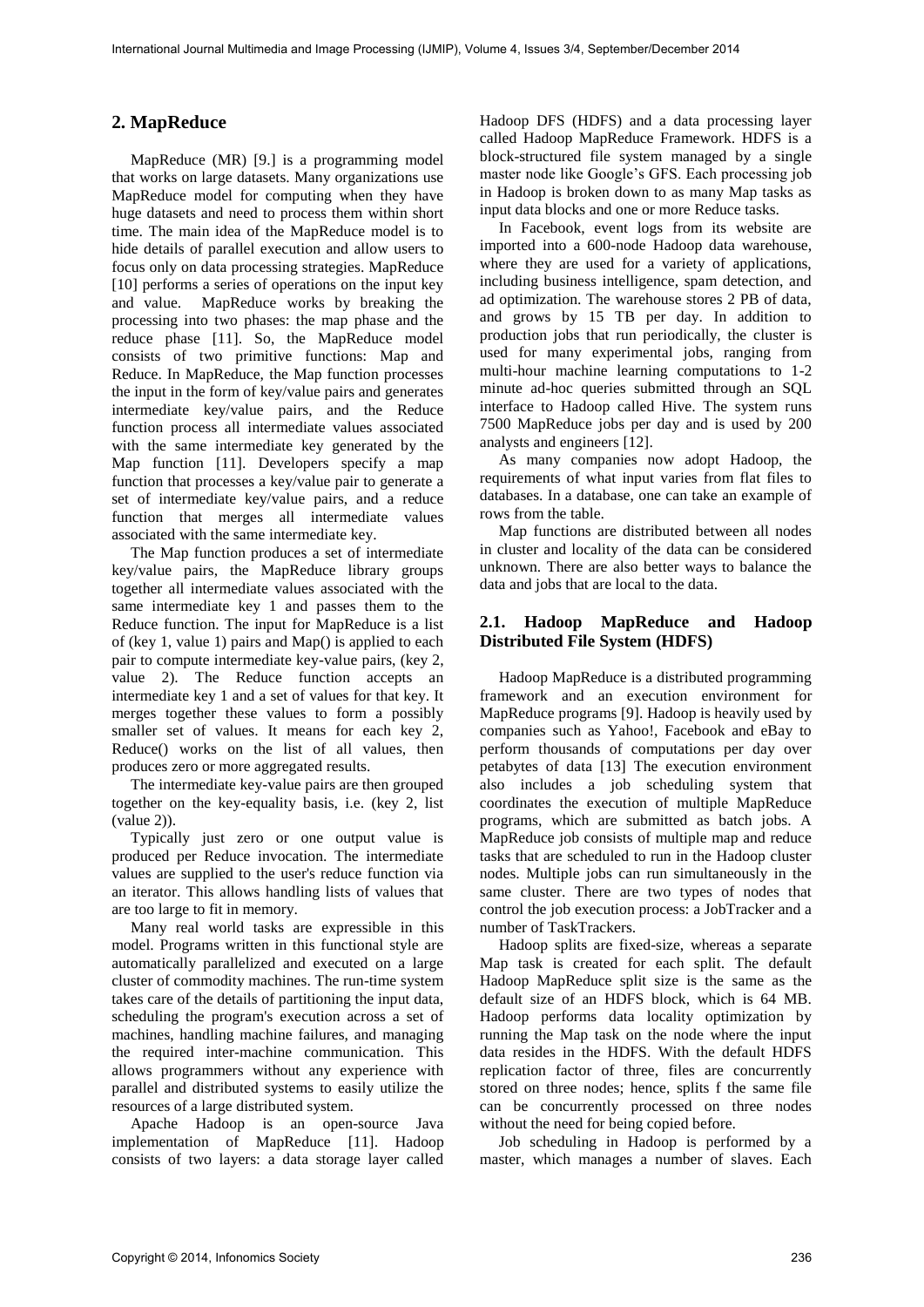## 2. MapReduce

MapReduce (MR) [9.] is a programming model that works on large datasets. Many organizations use MapReduce model for computing when they have huge datasets and need to process them within short time. The main idea of the MapReduce model is to hide details of parallel execution and allow users to focus only on data processing strategies. MapReduce [10] performs a series of operations on the input key and value. MapReduce works by breaking the processing into two phases: the map phase and the reduce phase [11]. So, the MapReduce model consists of two primitive functions: Map and Reduce. In MapReduce, the Map function processes the input in the form of key/value pairs and generates intermediate key/value pairs, and the Reduce function process all intermediate values associated with the same intermediate key generated by the Map function [11]. Developers specify a map function that processes a key/value pair to generate a set of intermediate key/value pairs, and a reduce function that merges all intermediate values associated with the same intermediate key.

The Map function produces a set of intermediate key/value pairs, the MapReduce library groups together all intermediate values associated with the same intermediate key 1 and passes them to the Reduce function. The input for MapReduce is a list of (key 1, value 1) pairs and Map() is applied to each pair to compute intermediate key-value pairs, (key 2, value 2). The Reduce function accepts an intermediate key 1 and a set of values for that key. It merges together these values to form a possibly smaller set of values. It means for each key 2, Reduce() works on the list of all values, then produces zero or more aggregated results.

The intermediate key-value pairs are then grouped together on the key-equality basis, i.e. (key 2, list (value 2)).

Typically just zero or one output value is produced per Reduce invocation. The intermediate values are supplied to the user's reduce function via an iterator. This allows handling lists of values that are too large to fit in memory.

Many real world tasks are expressible in this model. Programs written in this functional style are automatically parallelized and executed on a large cluster of commodity machines. The run-time system takes care of the details of partitioning the input data, scheduling the program's execution across a set of machines, handling machine failures, and managing the required inter-machine communication. This allows programmers without any experience with parallel and distributed systems to easily utilize the resources of a large distributed system.

Apache Hadoop is an open-source Java implementation of MapReduce [11]. Hadoop consists of two layers: a data storage layer called Hadoop DFS (HDFS) and a data processing layer called Hadoop MapReduce Framework. HDFS is a block-structured file system managed by a single master node like Google's GFS. Each processing job in Hadoop is broken down to as many Map tasks as input data blocks and one or more Reduce tasks.

In Facebook, event logs from its website are imported into a 600-node Hadoop data warehouse, where they are used for a variety of applications, including business intelligence, spam detection, and ad optimization. The warehouse stores 2 PB of data, and grows by 15 TB per day. In addition to production jobs that run periodically, the cluster is used for many experimental jobs, ranging from multi-hour machine learning computations to 1-2 minute ad-hoc queries submitted through an SQL interface to Hadoop called Hive. The system runs 7500 MapReduce jobs per day and is used by 200 analysts and engineers [12].

As many companies now adopt Hadoop, the requirements of what input varies from flat files to databases. In a database, one can take an example of rows from the table.

Map functions are distributed between all nodes in cluster and locality of the data can be considered unknown. There are also better ways to balance the data and jobs that are local to the data.

### 2.1. Hadoop MapReduce and Hadoop Distributed File System (HDFS)

Hadoop MapReduce is a distributed programming framework and an execution environment for MapReduce programs [9]. Hadoop is heavily used by companies such as Yahoo!, Facebook and eBay to perform thousands of computations per day over petabytes of data [13] The execution environment also includes a job scheduling system that coordinates the execution of multiple MapReduce programs, which are submitted as batch jobs. A MapReduce job consists of multiple map and reduce tasks that are scheduled to run in the Hadoop cluster nodes. Multiple jobs can run simultaneously in the same cluster. There are two types of nodes that control the job execution process: a JobTracker and a number of TaskTrackers.

Hadoop splits are fixed-size, whereas a separate Map task is created for each split. The default Hadoop MapReduce split size is the same as the default size of an HDFS block, which is 64 MB. Hadoop performs data locality optimization by running the Map task on the node where the input data resides in the HDFS. With the default HDFS replication factor of three, files are concurrently stored on three nodes; hence, splits f the same file can be concurrently processed on three nodes without the need for being copied before.

Job scheduling in Hadoop is performed by a master, which manages a number of slaves. Each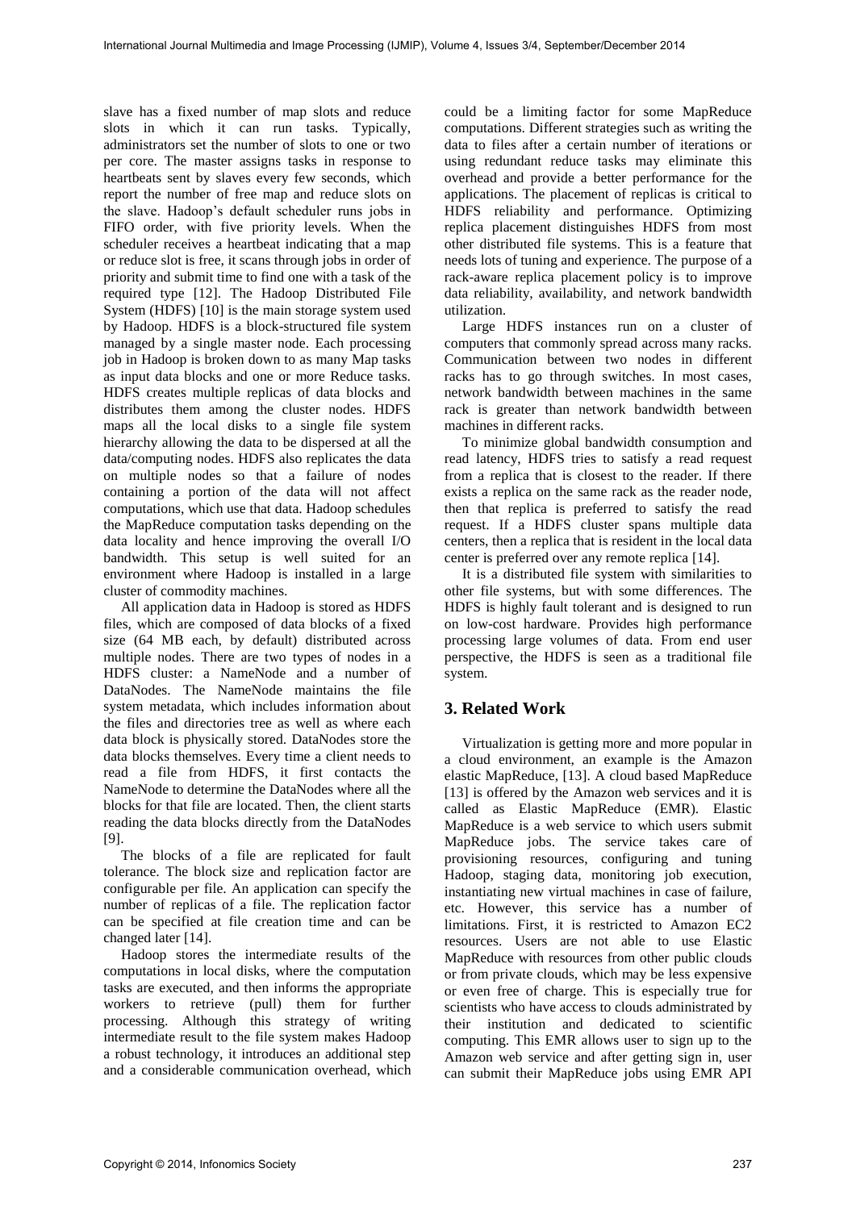slave has a fixed number of map slots and reduce slots in which it can run tasks. Typically, administrators set the number of slots to one or two per core. The master assigns tasks in response to heartbeats sent by slaves every few seconds, which report the number of free map and reduce slots on the slave. Hadoop's default scheduler runs jobs in FIFO order, with five priority levels. When the scheduler receives a heartbeat indicating that a map or reduce slot is free, it scans through jobs in order of priority and submit time to find one with a task of the required type [12]. The Hadoop Distributed File System (HDFS) [10] is the main storage system used by Hadoop. HDFS is a block-structured file system managed by a single master node. Each processing job in Hadoop is broken down to as many Map tasks as input data blocks and one or more Reduce tasks. HDFS creates multiple replicas of data blocks and distributes them among the cluster nodes. HDFS maps all the local disks to a single file system hierarchy allowing the data to be dispersed at all the data/computing nodes. HDFS also replicates the data on multiple nodes so that a failure of nodes containing a portion of the data will not affect computations, which use that data. Hadoop schedules the MapReduce computation tasks depending on the data locality and hence improving the overall I/O bandwidth. This setup is well suited for an environment where Hadoop is installed in a large cluster of commodity machines.

All application data in Hadoop is stored as HDFS files, which are composed of data blocks of a fixed size (64 MB each, by default) distributed across multiple nodes. There are two types of nodes in a HDFS cluster: a NameNode and a number of DataNodes. The NameNode maintains the file system metadata, which includes information about the files and directories tree as well as where each data block is physically stored. DataNodes store the data blocks themselves. Every time a client needs to read a file from HDFS, it first contacts the NameNode to determine the DataNodes where all the blocks for that file are located. Then, the client starts reading the data blocks directly from the DataNodes [9].

The blocks of a file are replicated for fault tolerance. The block size and replication factor are configurable per file. An application can specify the number of replicas of a file. The replication factor can be specified at file creation time and can be changed later [14].

Hadoop stores the intermediate results of the computations in local disks, where the computation tasks are executed, and then informs the appropriate workers to retrieve (pull) them for further processing. Although this strategy of writing intermediate result to the file system makes Hadoop a robust technology, it introduces an additional step and a considerable communication overhead, which could be a limiting factor for some MapReduce computations. Different strategies such as writing the data to files after a certain number of iterations or using redundant reduce tasks may eliminate this overhead and provide a better performance for the applications. The placement of replicas is critical to HDFS reliability and performance. Optimizing replica placement distinguishes HDFS from most other distributed file systems. This is a feature that needs lots of tuning and experience. The purpose of a rack-aware replica placement policy is to improve data reliability, availability, and network bandwidth utilization.

Large HDFS instances run on a cluster of computers that commonly spread across many racks. Communication between two nodes in different racks has to go through switches. In most cases, network bandwidth between machines in the same rack is greater than network bandwidth between machines in different racks.

To minimize global bandwidth consumption and read latency, HDFS tries to satisfy a read request from a replica that is closest to the reader. If there exists a replica on the same rack as the reader node, then that replica is preferred to satisfy the read request. If a HDFS cluster spans multiple data centers, then a replica that is resident in the local data center is preferred over any remote replica [14].

It is a distributed file system with similarities to other file systems, but with some differences. The HDFS is highly fault tolerant and is designed to run on low-cost hardware. Provides high performance processing large volumes of data. From end user perspective, the HDFS is seen as a traditional file system.

## 3. Related Work

Virtualization is getting more and more popular in a cloud environment, an example is the Amazon elastic MapReduce, [13]. A cloud based MapReduce [13] is offered by the Amazon web services and it is called as Elastic MapReduce (EMR). Elastic MapReduce is a web service to which users submit MapReduce jobs. The service takes care of provisioning resources, configuring and tuning Hadoop, staging data, monitoring job execution, instantiating new virtual machines in case of failure, etc. However, this service has a number of limitations. First, it is restricted to Amazon EC2 resources. Users are not able to use Elastic MapReduce with resources from other public clouds or from private clouds, which may be less expensive or even free of charge. This is especially true for scientists who have access to clouds administrated by their institution and dedicated to scientific computing. This EMR allows user to sign up to the Amazon web service and after getting sign in, user can submit their MapReduce jobs using EMR API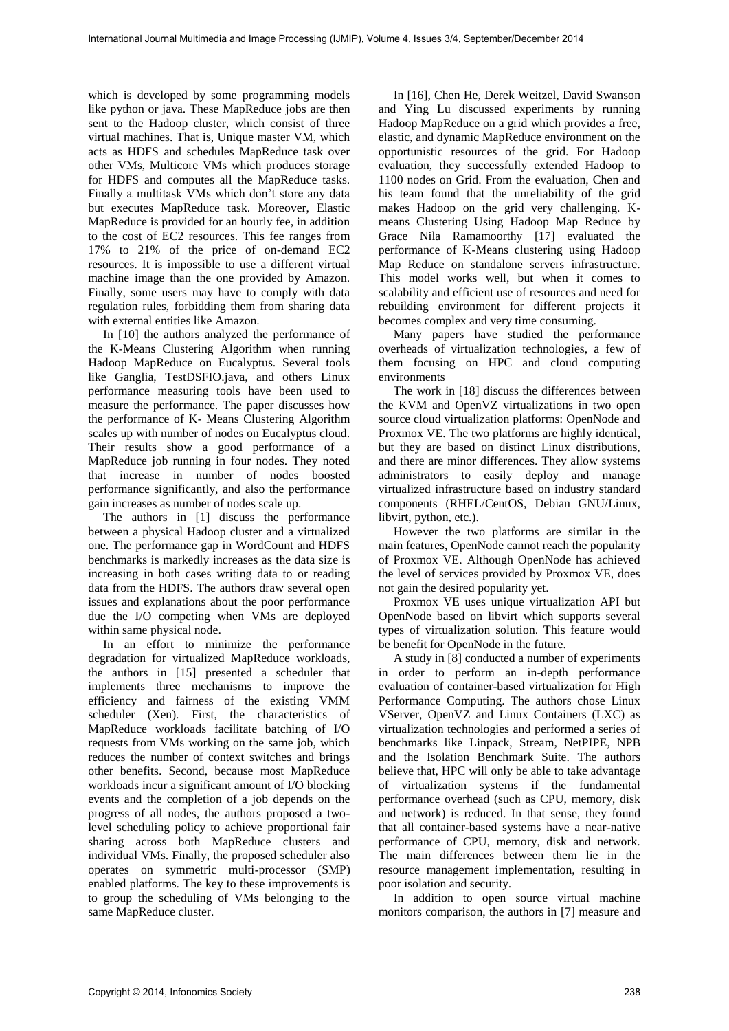which is developed by some programming models like python or java. These MapReduce jobs are then sent to the Hadoop cluster, which consist of three virtual machines. That is, Unique master VM, which acts as HDFS and schedules MapReduce task over other VMs, Multicore VMs which produces storage for HDFS and computes all the MapReduce tasks. Finally a multitask VMs which don't store any data but executes MapReduce task. Moreover, Elastic MapReduce is provided for an hourly fee, in addition to the cost of EC2 resources. This fee ranges from 17% to 21% of the price of on-demand EC2 resources. It is impossible to use a different virtual machine image than the one provided by Amazon. Finally, some users may have to comply with data regulation rules, forbidding them from sharing data with external entities like Amazon.

In [10] the authors analyzed the performance of the K-Means Clustering Algorithm when running Hadoop MapReduce on Eucalyptus. Several tools like Ganglia, TestDSFIO.java, and others Linux performance measuring tools have been used to measure the performance. The paper discusses how the performance of K- Means Clustering Algorithm scales up with number of nodes on Eucalyptus cloud. Their results show a good performance of a MapReduce job running in four nodes. They noted that increase in number of nodes boosted performance significantly, and also the performance gain increases as number of nodes scale up.

The authors in [1] discuss the performance between a physical Hadoop cluster and a virtualized one. The performance gap in WordCount and HDFS benchmarks is markedly increases as the data size is increasing in both cases writing data to or reading data from the HDFS. The authors draw several open issues and explanations about the poor performance due the I/O competing when VMs are deployed within same physical node.

In an effort to minimize the performance degradation for virtualized MapReduce workloads, the authors in [15] presented a scheduler that implements three mechanisms to improve the efficiency and fairness of the existing VMM scheduler (Xen). First, the characteristics of MapReduce workloads facilitate batching of I/O requests from VMs working on the same job, which reduces the number of context switches and brings other benefits. Second, because most MapReduce workloads incur a significant amount of I/O blocking events and the completion of a job depends on the progress of all nodes, the authors proposed a two-level scheduling policy to achieve proportional fair sharing across both MapReduce clusters and individual VMs. Finally, the proposed scheduler also operates on symmetric multi-processor (SMP) enabled platforms. The key to these improvements is to group the scheduling of VMs belonging to the same MapReduce cluster.

In [16], Chen He, Derek Weitzel, David Swanson and Ying Lu discussed experiments by running Hadoop MapReduce on a grid which provides a free, elastic, and dynamic MapReduce environment on the opportunistic resources of the grid. For Hadoop evaluation, they successfully extended Hadoop to 1100 nodes on Grid. From the evaluation, Chen and his team found that the unreliability of the grid makes Hadoop on the grid very challenging. K-means Clustering Using Hadoop Map Reduce by Grace Nila Ramamoorthy [17] evaluated the performance of K-Means clustering using Hadoop Map Reduce on standalone servers infrastructure. This model works well, but when it comes to scalability and efficient use of resources and need for rebuilding environment for different projects it becomes complex and very time consuming.

Many papers have studied the performance overheads of virtualization technologies, a few of them focusing on HPC and cloud computing environments

The work in [18] discuss the differences between the KVM and OpenVZ virtualizations in two open source cloud virtualization platforms: OpenNode and Proxmox VE. The two platforms are highly identical, but they are based on distinct Linux distributions, and there are minor differences. They allow systems administrators to easily deploy and manage virtualized infrastructure based on industry standard components (RHEL/CentOS, Debian GNU/Linux, libvirt, python, etc.).

However the two platforms are similar in the main features, OpenNode cannot reach the popularity of Proxmox VE. Although OpenNode has achieved the level of services provided by Proxmox VE, does not gain the desired popularity yet.

Proxmox VE uses unique virtualization API but OpenNode based on libvirt which supports several types of virtualization solution. This feature would be benefit for OpenNode in the future.

A study in [8] conducted a number of experiments in order to perform an in-depth performance evaluation of container-based virtualization for High Performance Computing. The authors chose Linux VServer, OpenVZ and Linux Containers (LXC) as virtualization technologies and performed a series of benchmarks like Linpack, Stream, NetPIPE, NPB and the Isolation Benchmark Suite. The authors believe that, HPC will only be able to take advantage of virtualization systems if the fundamental performance overhead (such as CPU, memory, disk and network) is reduced. In that sense, they found that all container-based systems have a near-native performance of CPU, memory, disk and network. The main differences between them lie in the resource management implementation, resulting in poor isolation and security.

In addition to open source virtual machine monitors comparison, the authors in [7] measure and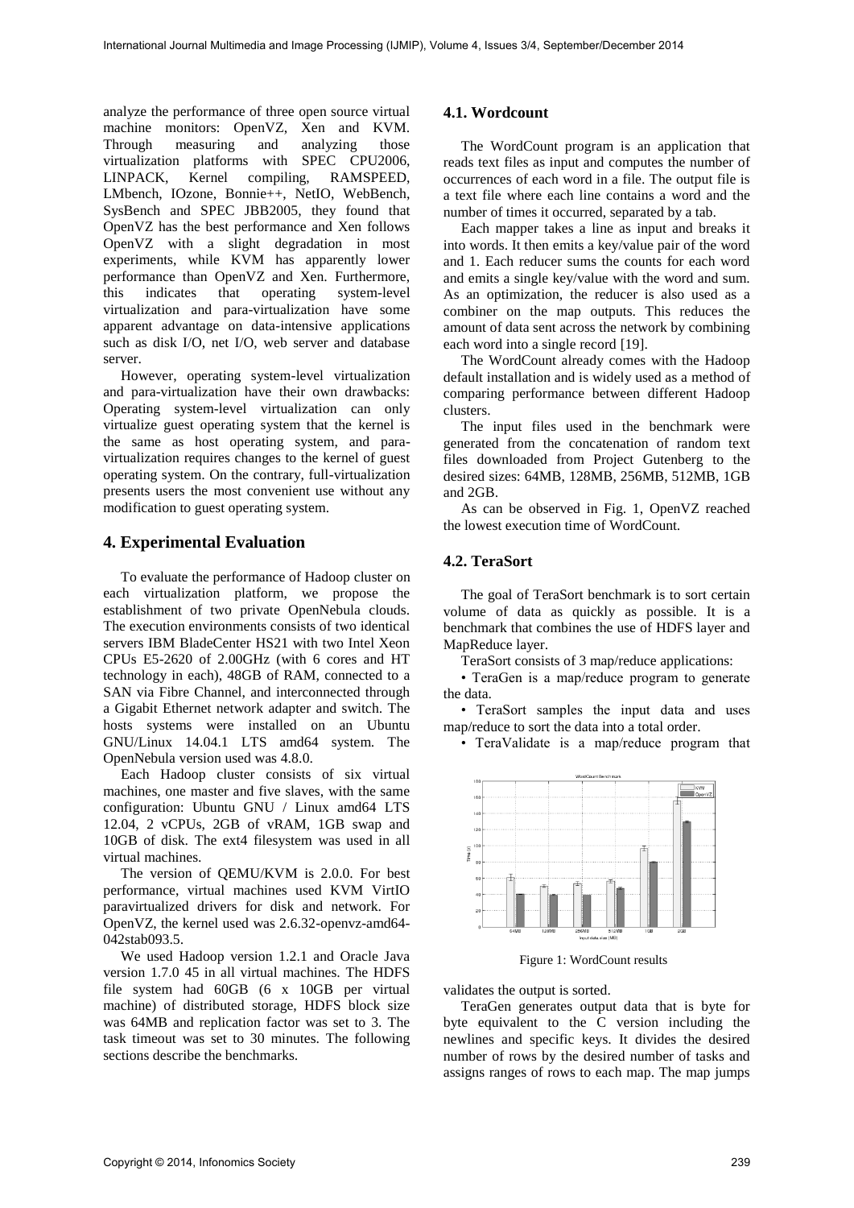analyze the performance of three open source virtual machine monitors: OpenVZ, Xen and KVM. Through measuring and analyzing those virtualization platforms with SPEC CPU2006, LINPACK, Kernel compiling, RAMSPEED, LMbench, IOzone, Bonnie++, NetIO, WebBench, SysBench and SPEC JBB2005, they found that OpenVZ has the best performance and Xen follows OpenVZ with a slight degradation in most experiments, while KVM has apparently lower performance than OpenVZ and Xen. Furthermore, this indicates that operating system-level virtualization and para-virtualization have some apparent advantage on data-intensive applications such as disk I/O, net I/O, web server and database server.

However, operating system-level virtualization and para-virtualization have their own drawbacks: Operating system-level virtualization can only virtualize guest operating system that the kernel is the same as host operating system, and para-virtualization requires changes to the kernel of guest operating system. On the contrary, full-virtualization presents users the most convenient use without any modification to guest operating system.

## 4. Experimental Evaluation

To evaluate the performance of Hadoop cluster on each virtualization platform, we propose the establishment of two private OpenNebula clouds. The execution environments consists of two identical servers IBM BladeCenter HS21 with two Intel Xeon CPUs E5-2620 of 2.00GHz (with 6 cores and HT technology in each), 48GB of RAM, connected to a SAN via Fibre Channel, and interconnected through a Gigabit Ethernet network adapter and switch. The hosts systems were installed on an Ubuntu GNU/Linux 14.04.1 LTS amd64 system. The OpenNebula version used was 4.8.0.

Each Hadoop cluster consists of six virtual machines, one master and five slaves, with the same configuration: Ubuntu GNU / Linux amd64 LTS 12.04, 2 vCPUs, 2GB of vRAM, 1GB swap and 10GB of disk. The ext4 filesystem was used in all virtual machines.

The version of QEMU/KVM is 2.0.0. For best performance, virtual machines used KVM VirtIO paravirtualized drivers for disk and network. For OpenVZ, the kernel used was 2.6.32-openvz-amd64-042stab093.5.

We used Hadoop version 1.2.1 and Oracle Java version 1.7.0 45 in all virtual machines. The HDFS file system had 60GB (6 x 10GB per virtual machine) of distributed storage, HDFS block size was 64MB and replication factor was set to 3. The task timeout was set to 30 minutes. The following sections describe the benchmarks.

### 4.1. Wordcount

The WordCount program is an application that reads text files as input and computes the number of occurrences of each word in a file. The output file is a text file where each line contains a word and the number of times it occurred, separated by a tab.

Each mapper takes a line as input and breaks it into words. It then emits a key/value pair of the word and 1. Each reducer sums the counts for each word and emits a single key/value with the word and sum. As an optimization, the reducer is also used as a combiner on the map outputs. This reduces the amount of data sent across the network by combining each word into a single record [19].

The WordCount already comes with the Hadoop default installation and is widely used as a method of comparing performance between different Hadoop clusters.

The input files used in the benchmark were generated from the concatenation of random text files downloaded from Project Gutenberg to the desired sizes: 64MB, 128MB, 256MB, 512MB, 1GB and 2GB.

As can be observed in Fig. 1, OpenVZ reached the lowest execution time of WordCount.

### 4.2. TeraSort

The goal of TeraSort benchmark is to sort certain volume of data as quickly as possible. It is a benchmark that combines the use of HDFS layer and MapReduce layer.

TeraSort consists of 3 map/reduce applications:

- TeraGen is a map/reduce program to generate the data.
- TeraSort samples the input data and uses map/reduce to sort the data into a total order.
- TeraValidate is a map/reduce program that validates the output is sorted.

Figure 1: WordCount results

TeraGen generates output data that is byte for byte equivalent to the C version including the newlines and specific keys. It divides the desired number of rows by the desired number of tasks and assigns ranges of rows to each map. The map jumps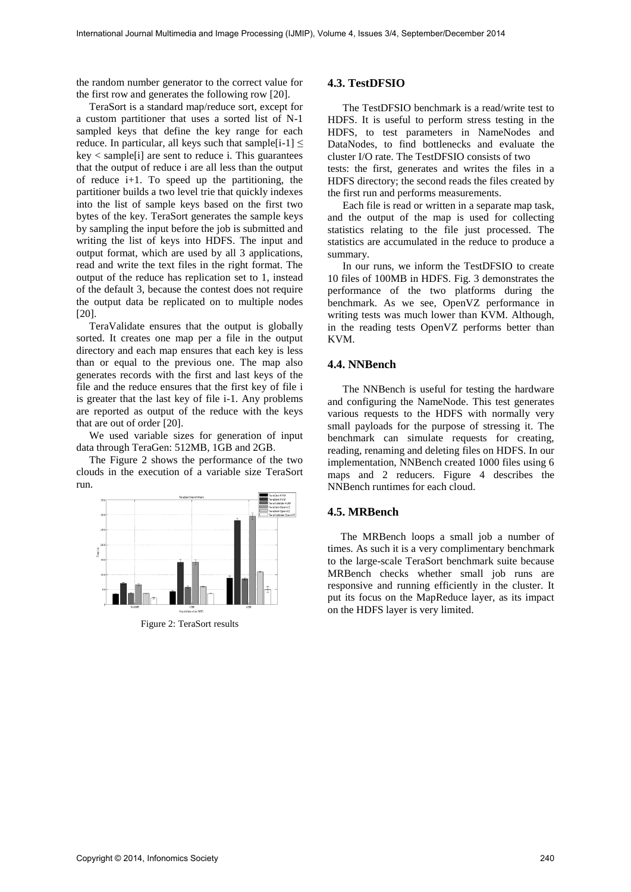the random number generator to the correct value for the first row and generates the following row [20].

TeraSort is a standard map/reduce sort, except for a custom partitioner that uses a sorted list of N-1 sampled keys that define the key range for each reduce. In particular, all keys such that sample[i-1] ≤ key < sample[i] are sent to reduce i. This guarantees that the output of reduce i are all less than the output of reduce i+1. To speed up the partitioning, the partitioner builds a two level trie that quickly indexes into the list of sample keys based on the first two bytes of the key. TeraSort generates the sample keys by sampling the input before the job is submitted and writing the list of keys into HDFS. The input and output format, which are used by all 3 applications, read and write the text files in the right format. The output of the reduce has replication set to 1, instead of the default 3, because the contest does not require the output data be replicated on to multiple nodes [20].

TeraValidate ensures that the output is globally sorted. It creates one map per a file in the output directory and each map ensures that each key is less than or equal to the previous one. The map also generates records with the first and last keys of the file and the reduce ensures that the first key of file i is greater that the last key of file i-1. Any problems are reported as output of the reduce with the keys that are out of order [20].

We used variable sizes for generation of input data through TeraGen: 512MB, 1GB and 2GB.

The Figure 2 shows the performance of the two clouds in the execution of a variable size TeraSort run.

Figure 2: TeraSort results

### 4.3. TestDFSIO

The TestDFSIO benchmark is a read/write test to HDFS. It is useful to perform stress testing in the HDFS, to test parameters in NameNodes and DataNodes, to find bottlenecks and evaluate the cluster I/O rate. The TestDFSIO consists of two tests: the first, generates and writes the files in a HDFS directory; the second reads the files created by the first run and performs measurements.

Each file is read or written in a separate map task, and the output of the map is used for collecting statistics relating to the file just processed. The statistics are accumulated in the reduce to produce a summary.

In our runs, we inform the TestDFSIO to create 10 files of 100MB in HDFS. Fig. 3 demonstrates the performance of the two platforms during the benchmark. As we see, OpenVZ performance in writing tests was much lower than KVM. Although, in the reading tests OpenVZ performs better than KVM.

### 4.4. NNBench

The NNBench is useful for testing the hardware and configuring the NameNode. This test generates various requests to the HDFS with normally very small payloads for the purpose of stressing it. The benchmark can simulate requests for creating, reading, renaming and deleting files on HDFS. In our implementation, NNBench created 1000 files using 6 maps and 2 reducers. Figure 4 describes the NNBench runtimes for each cloud.

### 4.5. MRBench

The MRBench loops a small job a number of times. As such it is a very complimentary benchmark to the large-scale TeraSort benchmark suite because MRBench checks whether small job runs are responsive and running efficiently in the cluster. It put its focus on the MapReduce layer, as its impact on the HDFS layer is very limited.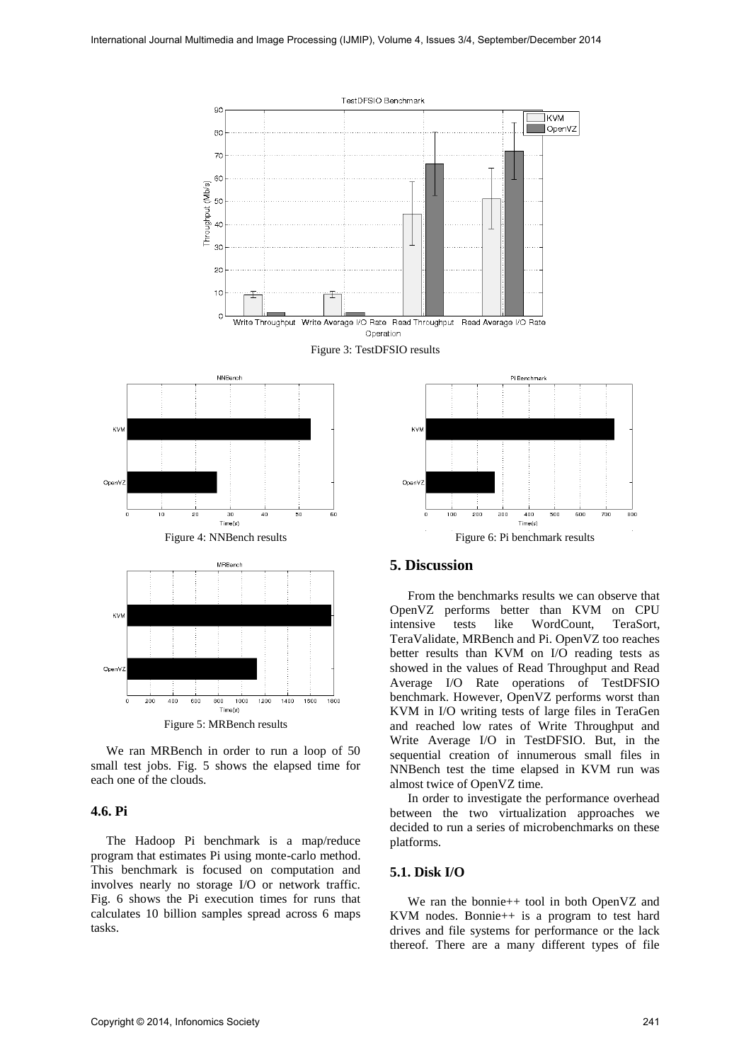Figure 3: TestDFSIO results

Figure 4: NNBench results

Figure 5: MRBench results

We ran MRBench in order to run a loop of 50 small test jobs. Fig. 5 shows the elapsed time for each one of the clouds.

### 4.6. Pi

The Hadoop Pi benchmark is a map/reduce program that estimates Pi using monte-carlo method. This benchmark is focused on computation and involves nearly no storage I/O or network traffic. Fig. 6 shows the Pi execution times for runs that calculates 10 billion samples spread across 6 maps tasks.

Figure 6: Pi benchmark results

## 5. Discussion

From the benchmarks results we can observe that OpenVZ performs better than KVM on CPU intensive tests like WordCount, TeraSort, TeraValidate, MRBench and Pi. OpenVZ too reaches better results than KVM on I/O reading tests as showed in the values of Read Throughput and Read Average I/O Rate operations of TestDFSIO benchmark. However, OpenVZ performs worst than KVM in I/O writing tests of large files in TeraGen and reached low rates of Write Throughput and Write Average I/O in TestDFSIO. But, in the sequential creation of innumerous small files in NNBench test the time elapsed in KVM run was almost twice of OpenVZ time.

In order to investigate the performance overhead between the two virtualization approaches we decided to run a series of microbenchmarks on these platforms.

### 5.1. Disk I/O

We ran the bonnie++ tool in both OpenVZ and KVM nodes. Bonnie++ is a program to test hard drives and file systems for performance or the lack thereof. There are a many different types of file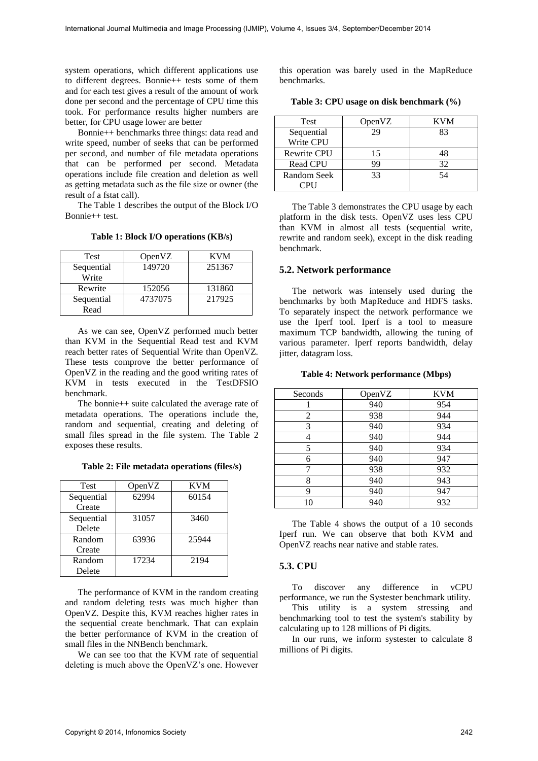system operations, which different applications use to different degrees. Bonnie++ tests some of them and for each test gives a result of the amount of work done per second and the percentage of CPU time this took. For performance results higher numbers are better, for CPU usage lower are better

Bonnie++ benchmarks three things: data read and write speed, number of seeks that can be performed per second, and number of file metadata operations that can be performed per second. Metadata operations include file creation and deletion as well as getting metadata such as the file size or owner (the result of a fstat call).

The Table 1 describes the output of the Block I/O Bonnie++ test.

**Table 1: Block I/O operations (KB/s)**

| Test | OpenVZ | KVM |
|---|---|---|
| Sequential Write | 149720 | 251367 |
| Rewrite | 152056 | 131860 |
| Sequential Read | 4737075 | 217925 |

As we can see, OpenVZ performed much better than KVM in the Sequential Read test and KVM reach better rates of Sequential Write than OpenVZ. These tests comprove the better performance of OpenVZ in the reading and the good writing rates of KVM in tests executed in the TestDFSIO benchmark.

The bonnie++ suite calculated the average rate of metadata operations. The operations include the, random and sequential, creating and deleting of small files spread in the file system. The Table 2 exposes these results.

**Table 2: File metadata operations (files/s)**

| Test | OpenVZ | KVM |
|---|---|---|
| Sequential Create | 62994 | 60154 |
| Sequential Delete | 31057 | 3460 |
| Random Create | 63936 | 25944 |
| Random Delete | 17234 | 2194 |

The performance of KVM in the random creating and random deleting tests was much higher than OpenVZ. Despite this, KVM reaches higher rates in the sequential create benchmark. That can explain the better performance of KVM in the creation of small files in the NNBench benchmark.

We can see too that the KVM rate of sequential deleting is much above the OpenVZ's one. However this operation was barely used in the MapReduce benchmarks.

**Table 3: CPU usage on disk benchmark (%)**

| Test | OpenVZ | KVM |
|---|---|---|
| Sequential Write CPU | 29 | 83 |
| Rewrite CPU | 15 | 48 |
| Read CPU | 99 | 32 |
| Random Seek CPU | 33 | 54 |

The Table 3 demonstrates the CPU usage by each platform in the disk tests. OpenVZ uses less CPU than KVM in almost all tests (sequential write, rewrite and random seek), except in the disk reading benchmark.

### 5.2. Network performance

The network was intensely used during the benchmarks by both MapReduce and HDFS tasks. To separately inspect the network performance we use the Iperf tool. Iperf is a tool to measure maximum TCP bandwidth, allowing the tuning of various parameter. Iperf reports bandwidth, delay jitter, datagram loss.

**Table 4: Network performance (Mbps)**

| Seconds | OpenVZ | KVM |
|---|---|---|
| 1 | 940 | 954 |
| 2 | 938 | 944 |
| 3 | 940 | 934 |
| 4 | 940 | 944 |
| 5 | 940 | 934 |
| 6 | 940 | 947 |
| 7 | 938 | 932 |
| 8 | 940 | 943 |
| 9 | 940 | 947 |
| 10 | 940 | 932 |

The Table 4 shows the output of a 10 seconds Iperf run. We can observe that both KVM and OpenVZ reachs near native and stable rates.

### 5.3. CPU

To discover any difference in vCPU performance, we run the Systester benchmark utility.

This utility is a system stressing and benchmarking tool to test the system's stability by calculating up to 128 millions of Pi digits.

In our runs, we inform systester to calculate 8 millions of Pi digits.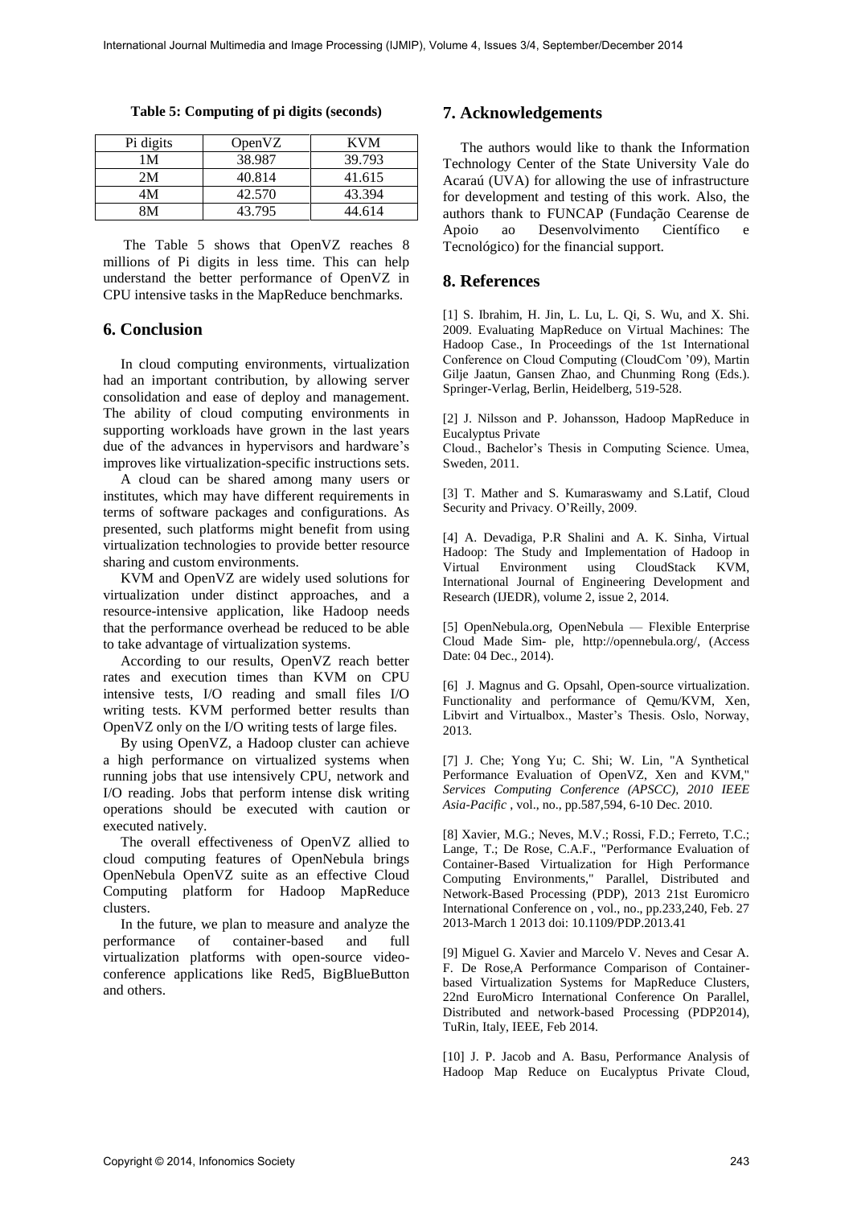**Table 5: Computing of pi digits (seconds)**

| Pi digits | OpenVZ | KVM |
|---|---|---|
| 1M | 38.987 | 39.793 |
| 2M | 40.814 | 41.615 |
| 4M | 42.570 | 43.394 |
| 8M | 43.795 | 44.614 |

The Table 5 shows that OpenVZ reaches 8 millions of Pi digits in less time. This can help understand the better performance of OpenVZ in CPU intensive tasks in the MapReduce benchmarks.

## 6. Conclusion

In cloud computing environments, virtualization had an important contribution, by allowing server consolidation and ease of deploy and management. The ability of cloud computing environments in supporting workloads have grown in the last years due of the advances in hypervisors and hardware's improves like virtualization-specific instructions sets.

A cloud can be shared among many users or institutes, which may have different requirements in terms of software packages and configurations. As presented, such platforms might benefit from using virtualization technologies to provide better resource sharing and custom environments.

KVM and OpenVZ are widely used solutions for virtualization under distinct approaches, and a resource-intensive application, like Hadoop needs that the performance overhead be reduced to be able to take advantage of virtualization systems.

According to our results, OpenVZ reach better rates and execution times than KVM on CPU intensive tests, I/O reading and small files I/O writing tests. KVM performed better results than OpenVZ only on the I/O writing tests of large files.

By using OpenVZ, a Hadoop cluster can achieve a high performance on virtualized systems when running jobs that use intensively CPU, network and I/O reading. Jobs that perform intense disk writing operations should be executed with caution or executed natively.

The overall effectiveness of OpenVZ allied to cloud computing features of OpenNebula brings OpenNebula OpenVZ suite as an effective Cloud Computing platform for Hadoop MapReduce clusters.

In the future, we plan to measure and analyze the performance of container-based and full virtualization platforms with open-source video-conference applications like Red5, BigBlueButton and others.

## 7. Acknowledgements

The authors would like to thank the Information Technology Center of the State University Vale do Acaraú (UVA) for allowing the use of infrastructure for development and testing of this work. Also, the authors thank to FUNCAP (Fundação Cearense de Apoio ao Desenvolvimento Científico e Tecnológico) for the financial support.

## 8. References

[1] S. Ibrahim, H. Jin, L. Lu, L. Qi, S. Wu, and X. Shi. 2009. Evaluating MapReduce on Virtual Machines: The Hadoop Case., In Proceedings of the 1st International Conference on Cloud Computing (CloudCom '09), Martin Gilje Jaatun, Gansen Zhao, and Chunming Rong (Eds.). Springer-Verlag, Berlin, Heidelberg, 519-528.

[2] J. Nilsson and P. Johansson, Hadoop MapReduce in Eucalyptus Private Cloud., Bachelor's Thesis in Computing Science. Umea, Sweden, 2011.

[3] T. Mather and S. Kumaraswamy and S.Latif, Cloud Security and Privacy. O'Reilly, 2009.

[4] A. Devadiga, P.R Shalini and A. K. Sinha, Virtual Hadoop: The Study and Implementation of Hadoop in Virtual Environment using CloudStack KVM, International Journal of Engineering Development and Research (IJEDR), volume 2, issue 2, 2014.

[5] OpenNebula.org, OpenNebula — Flexible Enterprise Cloud Made Sim- ple, http://opennebula.org/, (Access Date: 04 Dec., 2014).

[6] J. Magnus and G. Opsahl, Open-source virtualization. Functionality and performance of Qemu/KVM, Xen, Libvirt and Virtualbox., Master's Thesis. Oslo, Norway, 2013.

[7] J. Che; Yong Yu; C. Shi; W. Lin, "A Synthetical Performance Evaluation of OpenVZ, Xen and KVM," *Services Computing Conference (APSCC), 2010 IEEE Asia-Pacific* , vol., no., pp.587,594, 6-10 Dec. 2010.

[8] Xavier, M.G.; Neves, M.V.; Rossi, F.D.; Ferreto, T.C.; Lange, T.; De Rose, C.A.F., "Performance Evaluation of Container-Based Virtualization for High Performance Computing Environments," Parallel, Distributed and Network-Based Processing (PDP), 2013 21st Euromicro International Conference on , vol., no., pp.233,240, Feb. 27 2013-March 1 2013 doi: 10.1109/PDP.2013.41

[9] Miguel G. Xavier and Marcelo V. Neves and Cesar A. F. De Rose,A Performance Comparison of Container-based Virtualization Systems for MapReduce Clusters, 22nd EuroMicro International Conference On Parallel, Distributed and network-based Processing (PDP2014), TuRin, Italy, IEEE, Feb 2014.

[10] J. P. Jacob and A. Basu, Performance Analysis of Hadoop Map Reduce on Eucalyptus Private Cloud,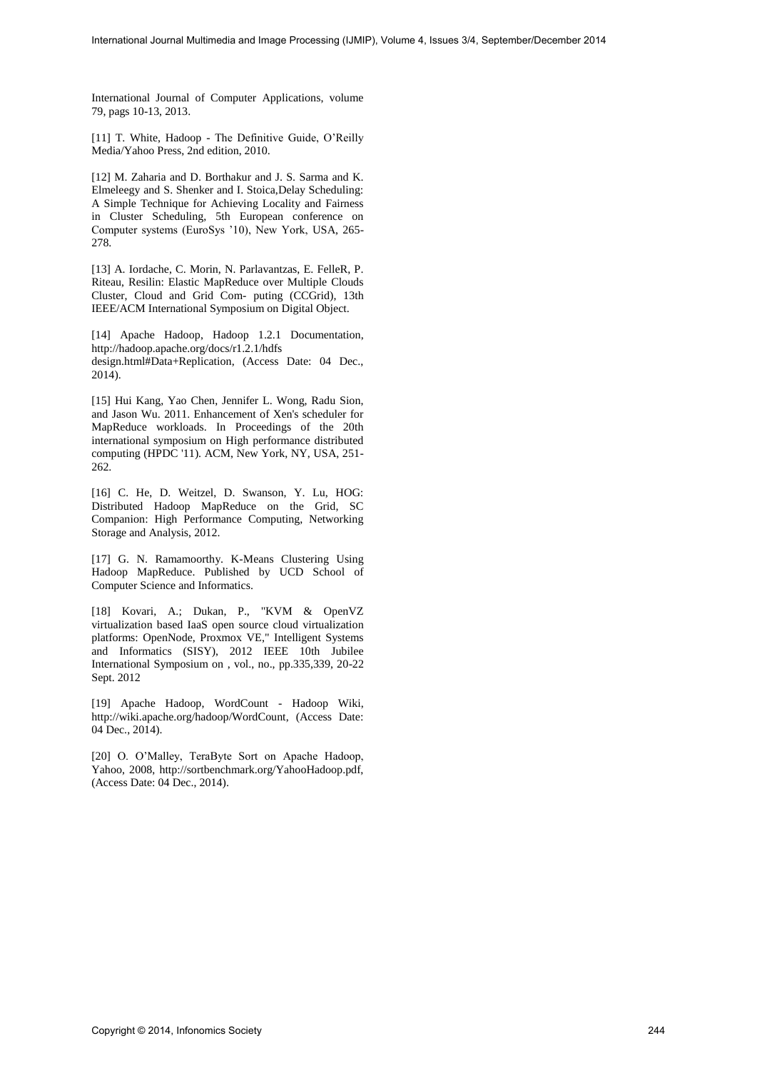International Journal of Computer Applications, volume 79, pags 10-13, 2013.

[11] T. White, Hadoop - The Definitive Guide, O'Reilly Media/Yahoo Press, 2nd edition, 2010.

[12] M. Zaharia and D. Borthakur and J. S. Sarma and K. Elmeleegy and S. Shenker and I. Stoica,Delay Scheduling: A Simple Technique for Achieving Locality and Fairness in Cluster Scheduling, 5th European conference on Computer systems (EuroSys '10), New York, USA, 265-278.

[13] A. Iordache, C. Morin, N. Parlavantzas, E. FelleR, P. Riteau, Resilin: Elastic MapReduce over Multiple Clouds Cluster, Cloud and Grid Com- puting (CCGrid), 13th IEEE/ACM International Symposium on Digital Object.

[14] Apache Hadoop, Hadoop 1.2.1 Documentation, http://hadoop.apache.org/docs/r1.2.1/hdfs design.html#Data+Replication, (Access Date: 04 Dec., 2014).

[15] Hui Kang, Yao Chen, Jennifer L. Wong, Radu Sion, and Jason Wu. 2011. Enhancement of Xen's scheduler for MapReduce workloads. In Proceedings of the 20th international symposium on High performance distributed computing (HPDC '11). ACM, New York, NY, USA, 251-262.

[16] C. He, D. Weitzel, D. Swanson, Y. Lu, HOG: Distributed Hadoop MapReduce on the Grid, SC Companion: High Performance Computing, Networking Storage and Analysis, 2012.

[17] G. N. Ramamoorthy. K-Means Clustering Using Hadoop MapReduce. Published by UCD School of Computer Science and Informatics.

[18] Kovari, A.; Dukan, P., "KVM & OpenVZ virtualization based IaaS open source cloud virtualization platforms: OpenNode, Proxmox VE," Intelligent Systems and Informatics (SISY), 2012 IEEE 10th Jubilee International Symposium on , vol., no., pp.335,339, 20-22 Sept. 2012

[19] Apache Hadoop, WordCount - Hadoop Wiki, http://wiki.apache.org/hadoop/WordCount, (Access Date: 04 Dec., 2014).

[20] O. O'Malley, TeraByte Sort on Apache Hadoop, Yahoo, 2008, http://sortbenchmark.org/YahooHadoop.pdf, (Access Date: 04 Dec., 2014).